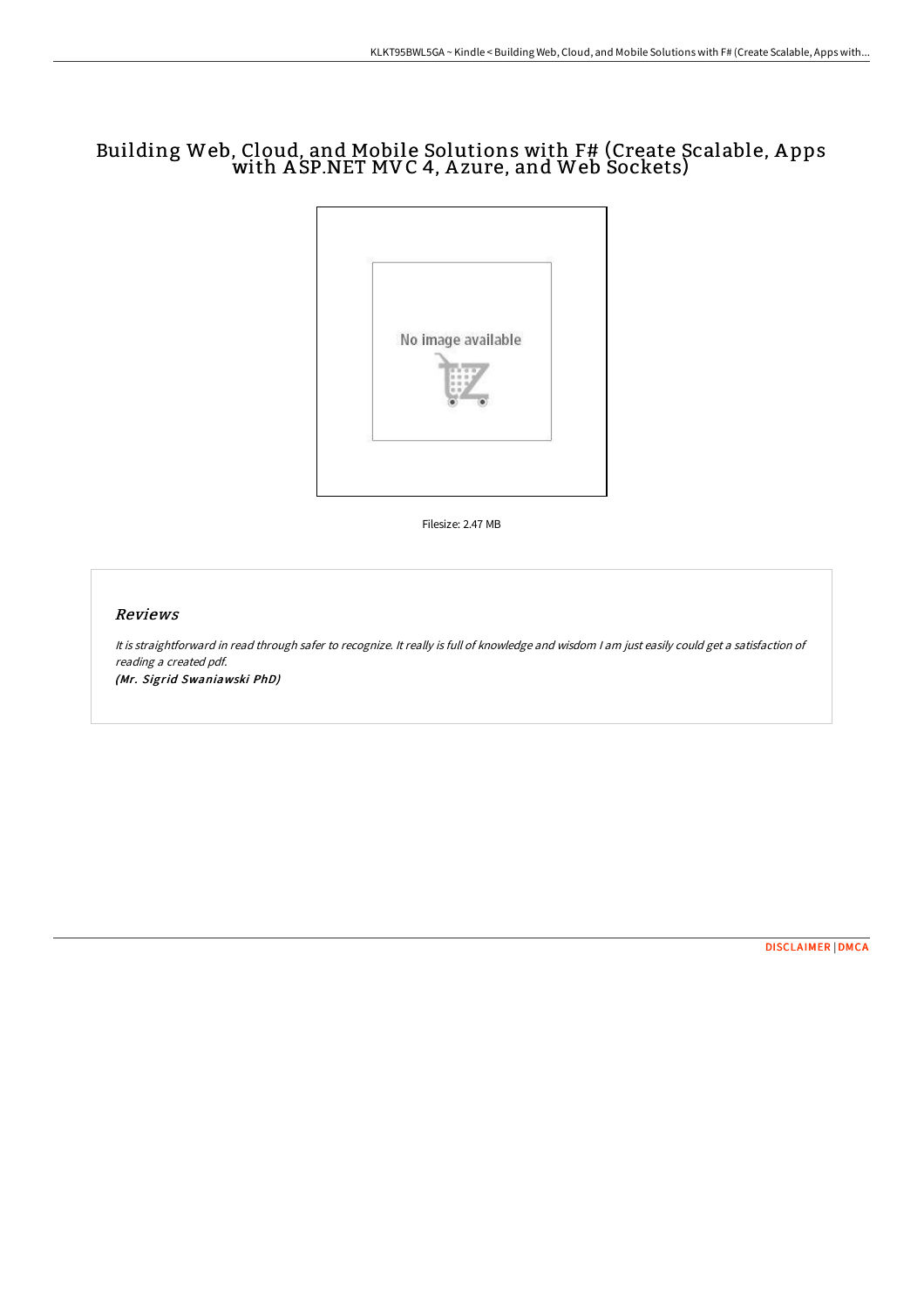# Building Web, Cloud, and Mobile Solutions with F# (Create Scalable, Apps with ASP.NET MVC 4, Azure, and Web Sockets)

Filesize: 2.47 MB

## *Reviews*

*It is straightforward in read through safer to recognize. It really is full of knowledge and wisdom I am just easily could get a satisfaction of reading a created pdf.*

***(Mr. Sigrid Swaniawski PhD)***

DISCLAIMER | DMCA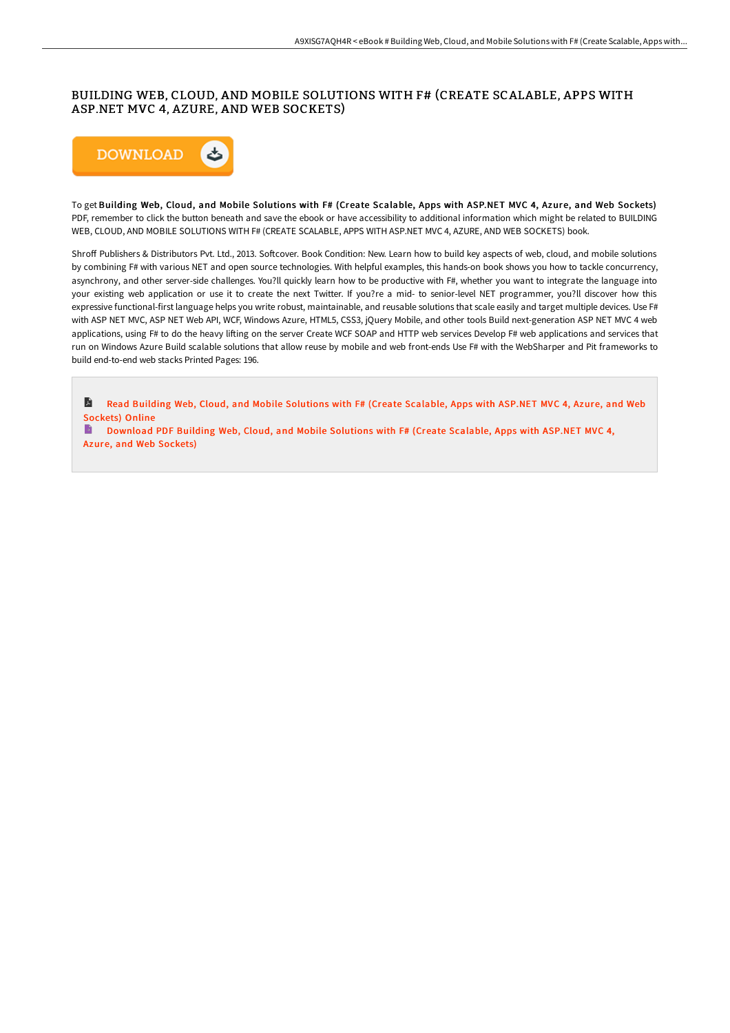# BUILDING WEB, CLOUD, AND MOBILE SOLUTIONS WITH F# (CREATE SCALABLE, APPS WITH ASP.NET MVC 4, AZURE, AND WEB SOCKETS)

DOWNLOAD

To get **Building Web, Cloud, and Mobile Solutions with F# (Create Scalable, Apps with ASP.NET MVC 4, Azure, and Web Sockets)** PDF, remember to click the button beneath and save the ebook or have accessibility to additional information which might be related to BUILDING WEB, CLOUD, AND MOBILE SOLUTIONS WITH F# (CREATE SCALABLE, APPS WITH ASP.NET MVC 4, AZURE, AND WEB SOCKETS) book.

Shroff Publishers & Distributors Pvt. Ltd., 2013. Softcover. Book Condition: New. Learn how to build key aspects of web, cloud, and mobile solutions by combining F# with various NET and open source technologies. With helpful examples, this hands-on book shows you how to tackle concurrency, asynchrony, and other server-side challenges. You?ll quickly learn how to be productive with F#, whether you want to integrate the language into your existing web application or use it to create the next Twitter. If you?re a mid- to senior-level NET programmer, you?ll discover how this expressive functional-first language helps you write robust, maintainable, and reusable solutions that scale easily and target multiple devices. Use F# with ASP NET MVC, ASP NET Web API, WCF, Windows Azure, HTML5, CSS3, jQuery Mobile, and other tools Build next-generation ASP NET MVC 4 web applications, using F# to do the heavy lifting on the server Create WCF SOAP and HTTP web services Develop F# web applications and services that run on Windows Azure Build scalable solutions that allow reuse by mobile and web front-ends Use F# with the WebSharper and Pit frameworks to build end-to-end web stacks Printed Pages: 196.

Read Building Web, Cloud, and Mobile Solutions with F# (Create Scalable, Apps with ASP.NET MVC 4, Azure, and Web Sockets) Online

Download PDF Building Web, Cloud, and Mobile Solutions with F# (Create Scalable, Apps with ASP.NET MVC 4, Azure, and Web Sockets)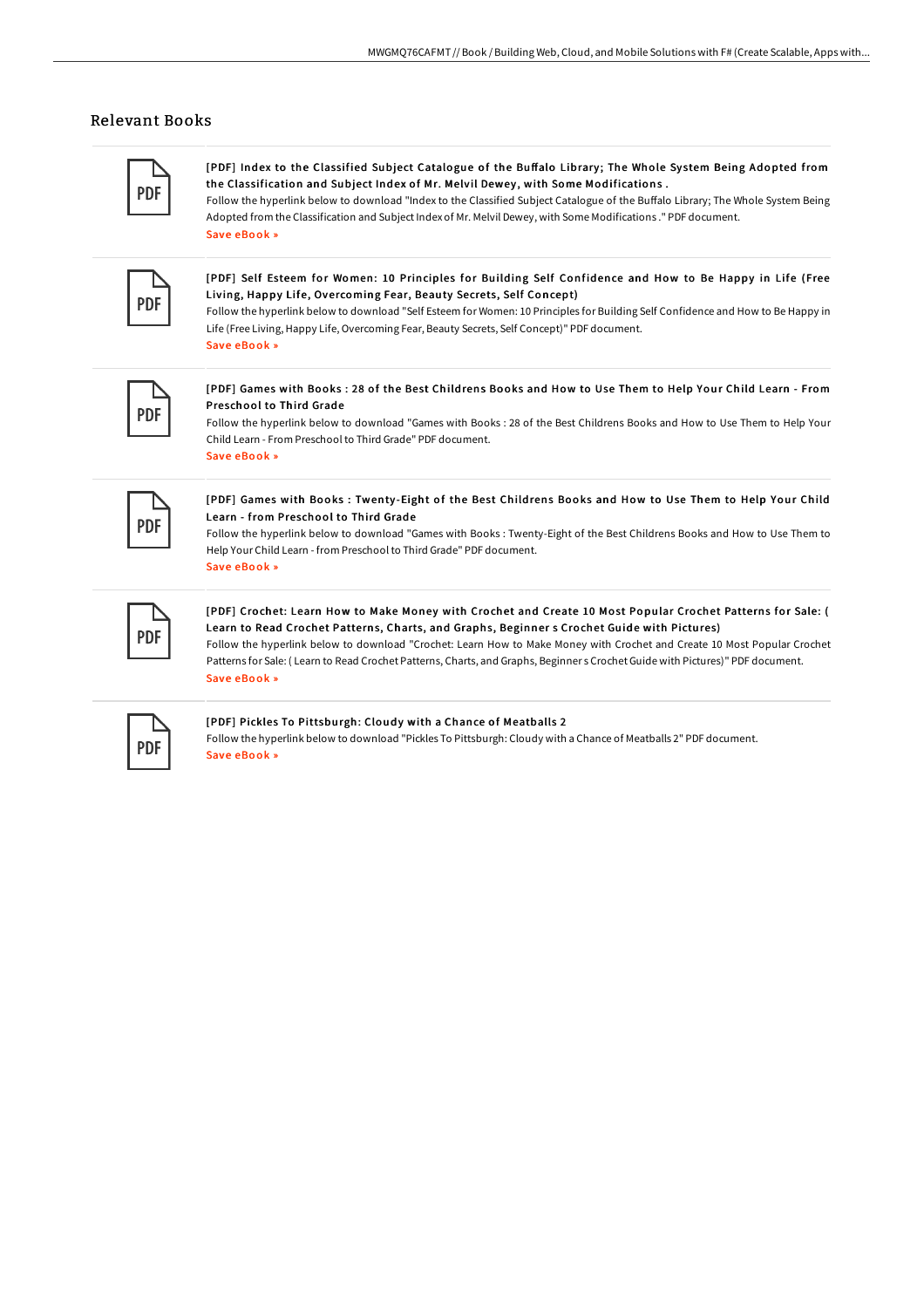## Relevant Books

**[PDF] Index to the Classified Subject Catalogue of the Buffalo Library; The Whole System Being Adopted from the Classification and Subject Index of Mr. Melvil Dewey, with Some Modifications .**

Follow the hyperlink below to download "Index to the Classified Subject Catalogue of the Buffalo Library; The Whole System Being Adopted from the Classification and Subject Index of Mr. Melvil Dewey, with Some Modifications ." PDF document.

Save eBook »

**[PDF] Self Esteem for Women: 10 Principles for Building Self Confidence and How to Be Happy in Life (Free Living, Happy Life, Overcoming Fear, Beauty Secrets, Self Concept)**

Follow the hyperlink below to download "Self Esteem for Women: 10 Principles for Building Self Confidence and How to Be Happy in Life (Free Living, Happy Life, Overcoming Fear, Beauty Secrets, Self Concept)" PDF document.

Save eBook »

**[PDF] Games with Books : 28 of the Best Childrens Books and How to Use Them to Help Your Child Learn - From Preschool to Third Grade**

Follow the hyperlink below to download "Games with Books : 28 of the Best Childrens Books and How to Use Them to Help Your Child Learn - From Preschool to Third Grade" PDF document.

Save eBook »

**[PDF] Games with Books : Twenty-Eight of the Best Childrens Books and How to Use Them to Help Your Child Learn - from Preschool to Third Grade**

Follow the hyperlink below to download "Games with Books : Twenty-Eight of the Best Childrens Books and How to Use Them to Help Your Child Learn - from Preschool to Third Grade" PDF document.

Save eBook »

**[PDF] Crochet: Learn How to Make Money with Crochet and Create 10 Most Popular Crochet Patterns for Sale: ( Learn to Read Crochet Patterns, Charts, and Graphs, Beginner s Crochet Guide with Pictures)**

Follow the hyperlink below to download "Crochet: Learn How to Make Money with Crochet and Create 10 Most Popular Crochet Patterns for Sale: ( Learn to Read Crochet Patterns, Charts, and Graphs, Beginner s Crochet Guide with Pictures)" PDF document.

Save eBook »

**[PDF] Pickles To Pittsburgh: Cloudy with a Chance of Meatballs 2**

Follow the hyperlink below to download "Pickles To Pittsburgh: Cloudy with a Chance of Meatballs 2" PDF document.

Save eBook »